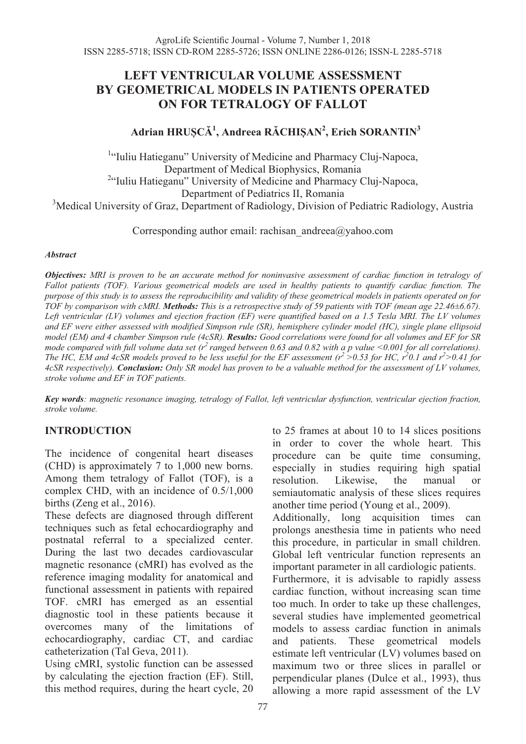# LEFT VENTRICULAR VOLUME ASSESSMENT BY GEOMETRICAL MODELS IN PATIENTS OPERATED ON FOR TETRALOGY OF FALLOT

**Adrian HRUȘCĂ[1], Andreea RĂCHIȘAN[2], Erich SORANTIN[3]**

[1]"Iuliu Hatieganu" University of Medicine and Pharmacy Cluj-Napoca, Department of Medical Biophysics, Romania
[2]"Iuliu Hatieganu" University of Medicine and Pharmacy Cluj-Napoca, Department of Pediatrics II, Romania
[3]Medical University of Graz, Department of Radiology, Division of Pediatric Radiology, Austria

Corresponding author email: rachisan_andreea@yahoo.com

***Abstract***

***Objectives:*** *MRI is proven to be an accurate method for noninvasive assessment of cardiac function in tetralogy of Fallot patients (TOF). Various geometrical models are used in healthy patients to quantify cardiac function. The purpose of this study is to assess the reproducibility and validity of these geometrical models in patients operated on for TOF by comparison with cMRI.* ***Methods:*** *This is a retrospective study of 59 patients with TOF (mean age 22.46±6.67). Left ventricular (LV) volumes and ejection fraction (EF) were quantified based on a 1.5 Tesla MRI. The LV volumes and EF were either assessed with modified Simpson rule (SR), hemisphere cylinder model (HC), single plane ellipsoid model (EM) and 4 chamber Simpson rule (4cSR).* ***Results:*** *Good correlations were found for all volumes and EF for SR mode compared with full volume data set ($r^2$ ranged between 0.63 and 0.82 with a p value <0.001 for all correlations). The HC, EM and 4cSR models proved to be less useful for the EF assessment ($r^2$ >0.53 for HC, $r^2$0.1 and $r^2$>0.41 for 4cSR respectively).* ***Conclusion:*** *Only SR model has proven to be a valuable method for the assessment of LV volumes, stroke volume and EF in TOF patients.*

***Key words****: magnetic resonance imaging, tetralogy of Fallot, left ventricular dysfunction, ventricular ejection fraction, stroke volume.*

## INTRODUCTION

The incidence of congenital heart diseases (CHD) is approximately 7 to 1,000 new borns. Among them tetralogy of Fallot (TOF), is a complex CHD, with an incidence of 0.5/1,000 births (Zeng et al., 2016).

These defects are diagnosed through different techniques such as fetal echocardiography and postnatal referral to a specialized center. During the last two decades cardiovascular magnetic resonance (cMRI) has evolved as the reference imaging modality for anatomical and functional assessment in patients with repaired TOF. cMRI has emerged as an essential diagnostic tool in these patients because it overcomes many of the limitations of echocardiography, cardiac CT, and cardiac catheterization (Tal Geva, 2011).

Using cMRI, systolic function can be assessed by calculating the ejection fraction (EF). Still, this method requires, during the heart cycle, 20 to 25 frames at about 10 to 14 slices positions in order to cover the whole heart. This procedure can be quite time consuming, especially in studies requiring high spatial resolution. Likewise, the manual or semiautomatic analysis of these slices requires another time period (Young et al., 2009).

Additionally, long acquisition times can prolongs anesthesia time in patients who need this procedure, in particular in small children. Global left ventricular function represents an important parameter in all cardiologic patients.

Furthermore, it is advisable to rapidly assess cardiac function, without increasing scan time too much. In order to take up these challenges, several studies have implemented geometrical models to assess cardiac function in animals and patients. These geometrical models estimate left ventricular (LV) volumes based on maximum two or three slices in parallel or perpendicular planes (Dulce et al., 1993), thus allowing a more rapid assessment of the LV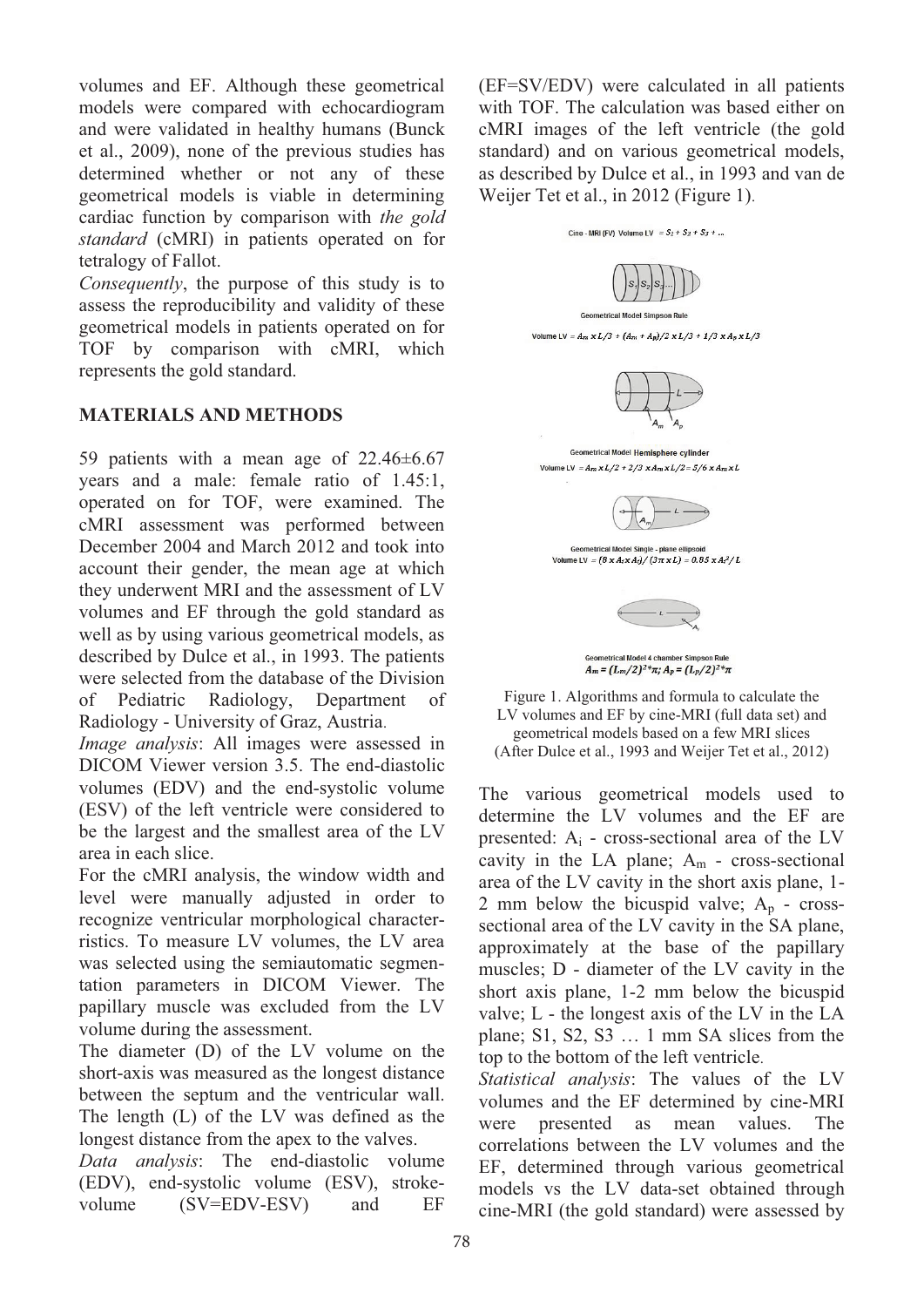volumes and EF. Although these geometrical models were compared with echocardiogram and were validated in healthy humans (Bunck et al., 2009), none of the previous studies has determined whether or not any of these geometrical models is viable in determining cardiac function by comparison with *the gold standard* (cMRI) in patients operated on for tetralogy of Fallot.

*Consequently*, the purpose of this study is to assess the reproducibility and validity of these geometrical models in patients operated on for TOF by comparison with cMRI, which represents the gold standard.

## MATERIALS AND METHODS

59 patients with a mean age of 22.46±6.67 years and a male: female ratio of 1.45:1, operated on for TOF, were examined. The cMRI assessment was performed between December 2004 and March 2012 and took into account their gender, the mean age at which they underwent MRI and the assessment of LV volumes and EF through the gold standard as well as by using various geometrical models, as described by Dulce et al., in 1993. The patients were selected from the database of the Division of Pediatric Radiology, Department of Radiology - University of Graz, Austria.

*Image analysis*: All images were assessed in DICOM Viewer version 3.5. The end-diastolic volumes (EDV) and the end-systolic volume (ESV) of the left ventricle were considered to be the largest and the smallest area of the LV area in each slice.

For the cMRI analysis, the window width and level were manually adjusted in order to recognize ventricular morphological characterristics. To measure LV volumes, the LV area was selected using the semiautomatic segmentation parameters in DICOM Viewer. The papillary muscle was excluded from the LV volume during the assessment.

The diameter (D) of the LV volume on the short-axis was measured as the longest distance between the septum and the ventricular wall. The length (L) of the LV was defined as the longest distance from the apex to the valves.

*Data analysis*: The end-diastolic volume (EDV), end-systolic volume (ESV), stroke-volume (SV=EDV-ESV) and EF (EF=SV/EDV) were calculated in all patients with TOF. The calculation was based either on cMRI images of the left ventricle (the gold standard) and on various geometrical models, as described by Dulce et al., in 1993 and van de Weijer Tet et al., in 2012 (Figure 1).

Cine - MRI (FV) Volume LV $= S_1 + S_2 + S_3 + \ldots$

Geometrical Model Simpson Rule

Volume LV $= A_m \times L/3 + (A_m + A_p)/2 \times L/3 + 1/3 \times A_p \times L/3$

Geometrical Model Hemisphere cylinder

Volume LV $= A_m \times L/2 + 2/3 \times A_m \times L/2 = 5/6 \times A_m \times L$

Geometrical Model Single - plane ellipsoid

Volume LV $= (8 \times A_i \times A_i)/(3\pi \times L) = 0.85 \times A_i^2/L$

Geometrical Model 4 chamber Simpson Rule

$A_m = (L_m/2)^2 \cdot \pi;\ A_p = (L_p/2)^2 \cdot \pi$

Figure 1. Algorithms and formula to calculate the LV volumes and EF by cine-MRI (full data set) and geometrical models based on a few MRI slices (After Dulce et al., 1993 and Weijer Tet et al., 2012)

The various geometrical models used to determine the LV volumes and the EF are presented: $A_i$ - cross-sectional area of the LV cavity in the LA plane; $A_m$ - cross-sectional area of the LV cavity in the short axis plane, 1-2 mm below the bicuspid valve; $A_p$ - cross-sectional area of the LV cavity in the SA plane, approximately at the base of the papillary muscles; D - diameter of the LV cavity in the short axis plane, 1-2 mm below the bicuspid valve; L - the longest axis of the LV in the LA plane; S1, S2, S3 … 1 mm SA slices from the top to the bottom of the left ventricle.

*Statistical analysis*: The values of the LV volumes and the EF determined by cine-MRI were presented as mean values. The correlations between the LV volumes and the EF, determined through various geometrical models vs the LV data-set obtained through cine-MRI (the gold standard) were assessed by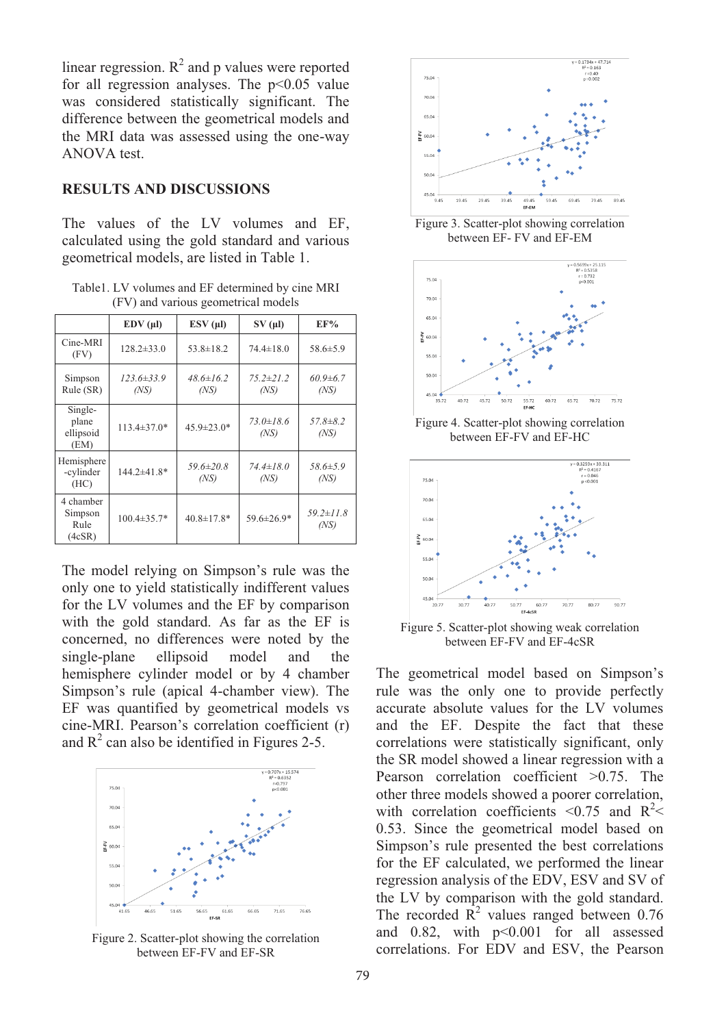linear regression. $R^2$ and p values were reported for all regression analyses. The $p<0.05$ value was considered statistically significant. The difference between the geometrical models and the MRI data was assessed using the one-way ANOVA test.

## RESULTS AND DISCUSSIONS

The values of the LV volumes and EF, calculated using the gold standard and various geometrical models, are listed in Table 1.

Table1. LV volumes and EF determined by cine MRI (FV) and various geometrical models

| | EDV (µl) | ESV (µl) | SV (µl) | EF% |
|---|---|---|---|---|
| Cine-MRI (FV) | 128.2±33.0 | 53.8±18.2 | 74.4±18.0 | 58.6±5.9 |
| Simpson Rule (SR) | *123.6±33.9 (NS)* | *48.6±16.2 (NS)* | *75.2±21.2 (NS)* | *60.9±6.7 (NS)* |
| Single-plane ellipsoid (EM) | 113.4±37.0* | 45.9±23.0* | *73.0±18.6 (NS)* | *57.8±8.2 (NS)* |
| Hemisphere-cylinder (HC) | 144.2±41.8* | *59.6±20.8 (NS)* | *74.4±18.0 (NS)* | *58.6±5.9 (NS)* |
| 4 chamber Simpson Rule (4cSR) | 100.4±35.7* | 40.8±17.8* | 59.6±26.9* | *59.2±11.8 (NS)* |

The model relying on Simpson's rule was the only one to yield statistically indifferent values for the LV volumes and the EF by comparison with the gold standard. As far as the EF is concerned, no differences were noted by the single-plane ellipsoid model and the hemisphere cylinder model or by 4 chamber Simpson's rule (apical 4-chamber view). The EF was quantified by geometrical models vs cine-MRI. Pearson's correlation coefficient (r) and $R^2$ can also be identified in Figures 2-5.

Figure 2. Scatter-plot showing the correlation between EF-FV and EF-SR

Figure 3. Scatter-plot showing correlation between EF- FV and EF-EM

Figure 4. Scatter-plot showing correlation between EF-FV and EF-HC

Figure 5. Scatter-plot showing weak correlation between EF-FV and EF-4cSR

The geometrical model based on Simpson's rule was the only one to provide perfectly accurate absolute values for the LV volumes and the EF. Despite the fact that these correlations were statistically significant, only the SR model showed a linear regression with a Pearson correlation coefficient >0.75. The other three models showed a poorer correlation, with correlation coefficients <0.75 and $R^2 <$ 0.53. Since the geometrical model based on Simpson's rule presented the best correlations for the EF calculated, we performed the linear regression analysis of the EDV, ESV and SV of the LV by comparison with the gold standard. The recorded $R^2$ values ranged between 0.76 and 0.82, with $p<0.001$ for all assessed correlations. For EDV and ESV, the Pearson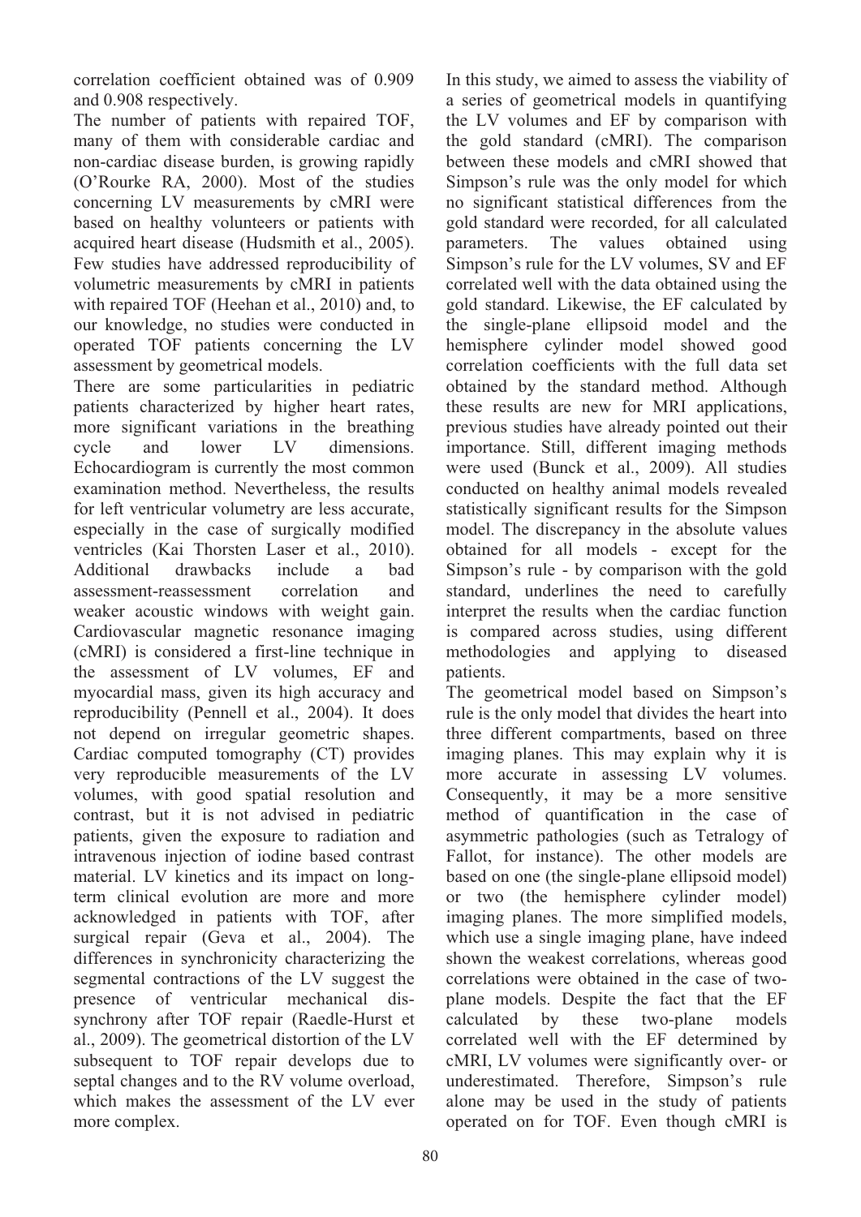correlation coefficient obtained was of 0.909 and 0.908 respectively.

The number of patients with repaired TOF, many of them with considerable cardiac and non-cardiac disease burden, is growing rapidly (O'Rourke RA, 2000). Most of the studies concerning LV measurements by cMRI were based on healthy volunteers or patients with acquired heart disease (Hudsmith et al., 2005). Few studies have addressed reproducibility of volumetric measurements by cMRI in patients with repaired TOF (Heehan et al., 2010) and, to our knowledge, no studies were conducted in operated TOF patients concerning the LV assessment by geometrical models.

There are some particularities in pediatric patients characterized by higher heart rates, more significant variations in the breathing cycle and lower LV dimensions. Echocardiogram is currently the most common examination method. Nevertheless, the results for left ventricular volumetry are less accurate, especially in the case of surgically modified ventricles (Kai Thorsten Laser et al., 2010). Additional drawbacks include a bad assessment-reassessment correlation and weaker acoustic windows with weight gain. Cardiovascular magnetic resonance imaging (cMRI) is considered a first-line technique in the assessment of LV volumes, EF and myocardial mass, given its high accuracy and reproducibility (Pennell et al., 2004). It does not depend on irregular geometric shapes. Cardiac computed tomography (CT) provides very reproducible measurements of the LV volumes, with good spatial resolution and contrast, but it is not advised in pediatric patients, given the exposure to radiation and intravenous injection of iodine based contrast material. LV kinetics and its impact on long-term clinical evolution are more and more acknowledged in patients with TOF, after surgical repair (Geva et al., 2004). The differences in synchronicity characterizing the segmental contractions of the LV suggest the presence of ventricular mechanical dis-synchrony after TOF repair (Raedle-Hurst et al., 2009). The geometrical distortion of the LV subsequent to TOF repair develops due to septal changes and to the RV volume overload, which makes the assessment of the LV ever more complex.

In this study, we aimed to assess the viability of a series of geometrical models in quantifying the LV volumes and EF by comparison with the gold standard (cMRI). The comparison between these models and cMRI showed that Simpson's rule was the only model for which no significant statistical differences from the gold standard were recorded, for all calculated parameters. The values obtained using Simpson's rule for the LV volumes, SV and EF correlated well with the data obtained using the gold standard. Likewise, the EF calculated by the single-plane ellipsoid model and the hemisphere cylinder model showed good correlation coefficients with the full data set obtained by the standard method. Although these results are new for MRI applications, previous studies have already pointed out their importance. Still, different imaging methods were used (Bunck et al., 2009). All studies conducted on healthy animal models revealed statistically significant results for the Simpson model. The discrepancy in the absolute values obtained for all models - except for the Simpson's rule - by comparison with the gold standard, underlines the need to carefully interpret the results when the cardiac function is compared across studies, using different methodologies and applying to diseased patients.

The geometrical model based on Simpson's rule is the only model that divides the heart into three different compartments, based on three imaging planes. This may explain why it is more accurate in assessing LV volumes. Consequently, it may be a more sensitive method of quantification in the case of asymmetric pathologies (such as Tetralogy of Fallot, for instance). The other models are based on one (the single-plane ellipsoid model) or two (the hemisphere cylinder model) imaging planes. The more simplified models, which use a single imaging plane, have indeed shown the weakest correlations, whereas good correlations were obtained in the case of two-plane models. Despite the fact that the EF calculated by these two-plane models correlated well with the EF determined by cMRI, LV volumes were significantly over- or underestimated. Therefore, Simpson's rule alone may be used in the study of patients operated on for TOF. Even though cMRI is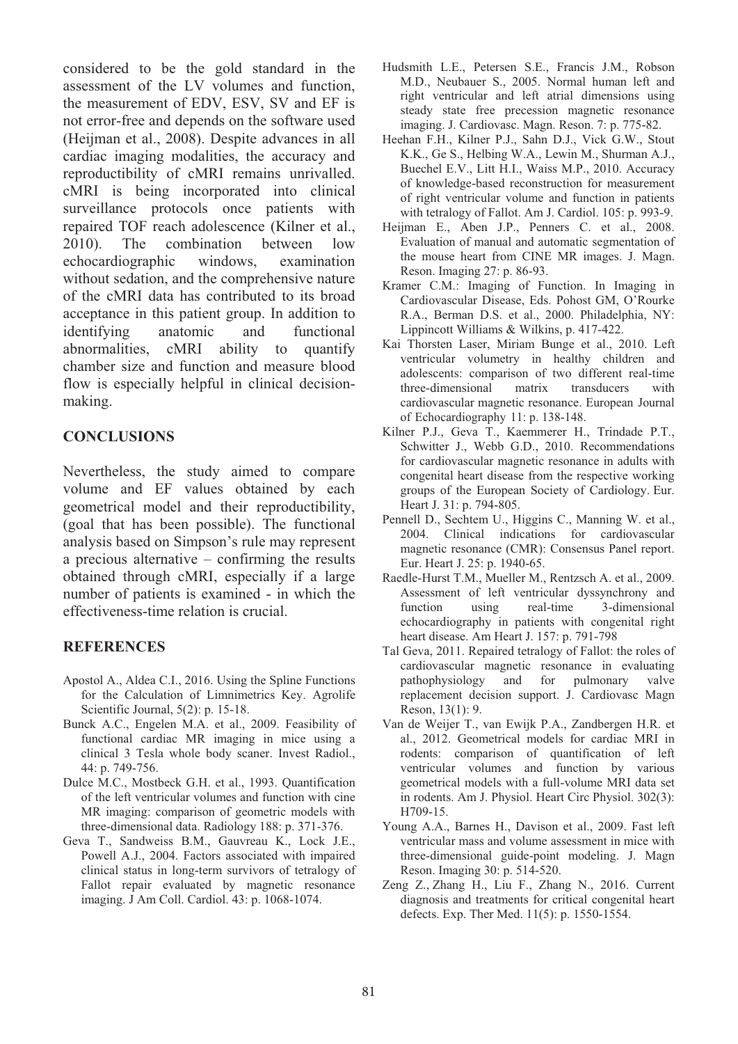considered to be the gold standard in the assessment of the LV volumes and function, the measurement of EDV, ESV, SV and EF is not error-free and depends on the software used (Heijman et al., 2008). Despite advances in all cardiac imaging modalities, the accuracy and reproductibility of cMRI remains unrivalled. cMRI is being incorporated into clinical surveillance protocols once patients with repaired TOF reach adolescence (Kilner et al., 2010). The combination between low echocardiographic windows, examination without sedation, and the comprehensive nature of the cMRI data has contributed to its broad acceptance in this patient group. In addition to identifying anatomic and functional abnormalities, cMRI ability to quantify chamber size and function and measure blood flow is especially helpful in clinical decision-making.

## CONCLUSIONS

Nevertheless, the study aimed to compare volume and EF values obtained by each geometrical model and their reproductibility, (goal that has been possible). The functional analysis based on Simpson's rule may represent a precious alternative – confirming the results obtained through cMRI, especially if a large number of patients is examined - in which the effectiveness-time relation is crucial.

## REFERENCES

Apostol A., Aldea C.I., 2016. Using the Spline Functions for the Calculation of Limnimetrics Key. Agrolife Scientific Journal, 5(2): p. 15-18.

Bunck A.C., Engelen M.A. et al., 2009. Feasibility of functional cardiac MR imaging in mice using a clinical 3 Tesla whole body scaner. Invest Radiol., 44: p. 749-756.

Dulce M.C., Mostbeck G.H. et al., 1993. Quantification of the left ventricular volumes and function with cine MR imaging: comparison of geometric models with three-dimensional data. Radiology 188: p. 371-376.

Geva T., Sandweiss B.M., Gauvreau K., Lock J.E., Powell A.J., 2004. Factors associated with impaired clinical status in long-term survivors of tetralogy of Fallot repair evaluated by magnetic resonance imaging. J Am Coll. Cardiol. 43: p. 1068-1074.

Hudsmith L.E., Petersen S.E., Francis J.M., Robson M.D., Neubauer S., 2005. Normal human left and right ventricular and left atrial dimensions using steady state free precession magnetic resonance imaging. J. Cardiovasc. Magn. Reson. 7: p. 775-82.

Heehan F.H., Kilner P.J., Sahn D.J., Vick G.W., Stout K.K., Ge S., Helbing W.A., Lewin M., Shurman A.J., Buechel E.V., Litt H.I., Waiss M.P., 2010. Accuracy of knowledge-based reconstruction for measurement of right ventricular volume and function in patients with tetralogy of Fallot. Am J. Cardiol. 105: p. 993-9.

Heijman E., Aben J.P., Penners C. et al., 2008. Evaluation of manual and automatic segmentation of the mouse heart from CINE MR images. J. Magn. Reson. Imaging 27: p. 86-93.

Kramer C.M.: Imaging of Function. In Imaging in Cardiovascular Disease, Eds. Pohost GM, O'Rourke R.A., Berman D.S. et al., 2000. Philadelphia, NY: Lippincott Williams & Wilkins, p. 417-422.

Kai Thorsten Laser, Miriam Bunge et al., 2010. Left ventricular volumetry in healthy children and adolescents: comparison of two different real-time three-dimensional matrix transducers with cardiovascular magnetic resonance. European Journal of Echocardiography 11: p. 138-148.

Kilner P.J., Geva T., Kaemmerer H., Trindade P.T., Schwitter J., Webb G.D., 2010. Recommendations for cardiovascular magnetic resonance in adults with congenital heart disease from the respective working groups of the European Society of Cardiology. Eur. Heart J. 31: p. 794-805.

Pennell D., Sechtem U., Higgins C., Manning W. et al., 2004. Clinical indications for cardiovascular magnetic resonance (CMR): Consensus Panel report. Eur. Heart J. 25: p. 1940-65.

Raedle-Hurst T.M., Mueller M., Rentzsch A. et al., 2009. Assessment of left ventricular dyssynchrony and function using real-time 3-dimensional echocardiography in patients with congenital right heart disease. Am Heart J. 157: p. 791-798

Tal Geva, 2011. Repaired tetralogy of Fallot: the roles of cardiovascular magnetic resonance in evaluating pathophysiology and for pulmonary valve replacement decision support. J. Cardiovasc Magn Reson, 13(1): 9.

Van de Weijer T., van Ewijk P.A., Zandbergen H.R. et al., 2012. Geometrical models for cardiac MRI in rodents: comparison of quantification of left ventricular volumes and function by various geometrical models with a full-volume MRI data set in rodents. Am J. Physiol. Heart Circ Physiol. 302(3): H709-15.

Young A.A., Barnes H., Davison et al., 2009. Fast left ventricular mass and volume assessment in mice with three-dimensional guide-point modeling. J. Magn Reson. Imaging 30: p. 514-520.

Zeng Z., Zhang H., Liu F., Zhang N., 2016. Current diagnosis and treatments for critical congenital heart defects. Exp. Ther Med. 11(5): p. 1550-1554.